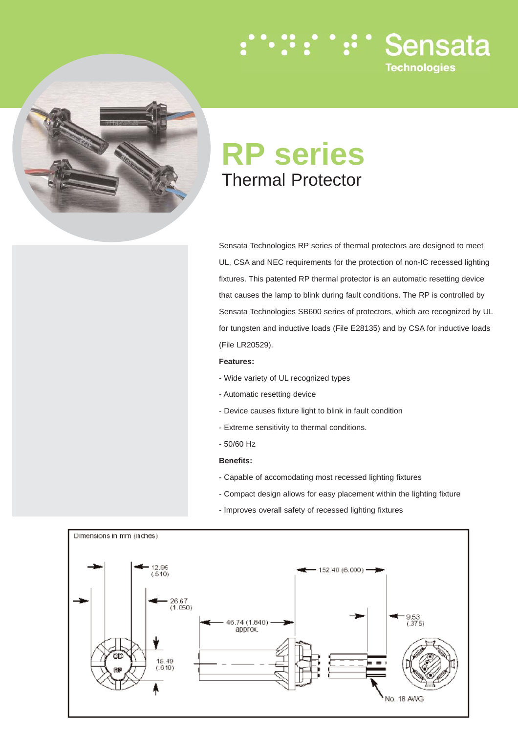Sensata Technologies

# RP series

## Thermal Protector

Sensata Technologies RP series of thermal protectors are designed to meet UL, CSA and NEC requirements for the protection of non-IC recessed lighting fixtures. This patented RP thermal protector is an automatic resetting device that causes the lamp to blink during fault conditions. The RP is controlled by Sensata Technologies SB600 series of protectors, which are recognized by UL for tungsten and inductive loads (File E28135) and by CSA for inductive loads (File LR20529).

**Features:**

- Wide variety of UL recognized types
- Automatic resetting device
- Device causes fixture light to blink in fault condition
- Extreme sensitivity to thermal conditions.
- 50/60 Hz

**Benefits:**

- Capable of accomodating most recessed lighting fixtures
- Compact design allows for easy placement within the lighting fixture
- Improves overall safety of recessed lighting fixtures

Dimensions in mm (inches)

12.95 (.510)
26.67 (1.050)
15.49 (.610)
46.74 (1.840) approx.
152.40 (6.000)
9.53 (.375)
No. 18 AWG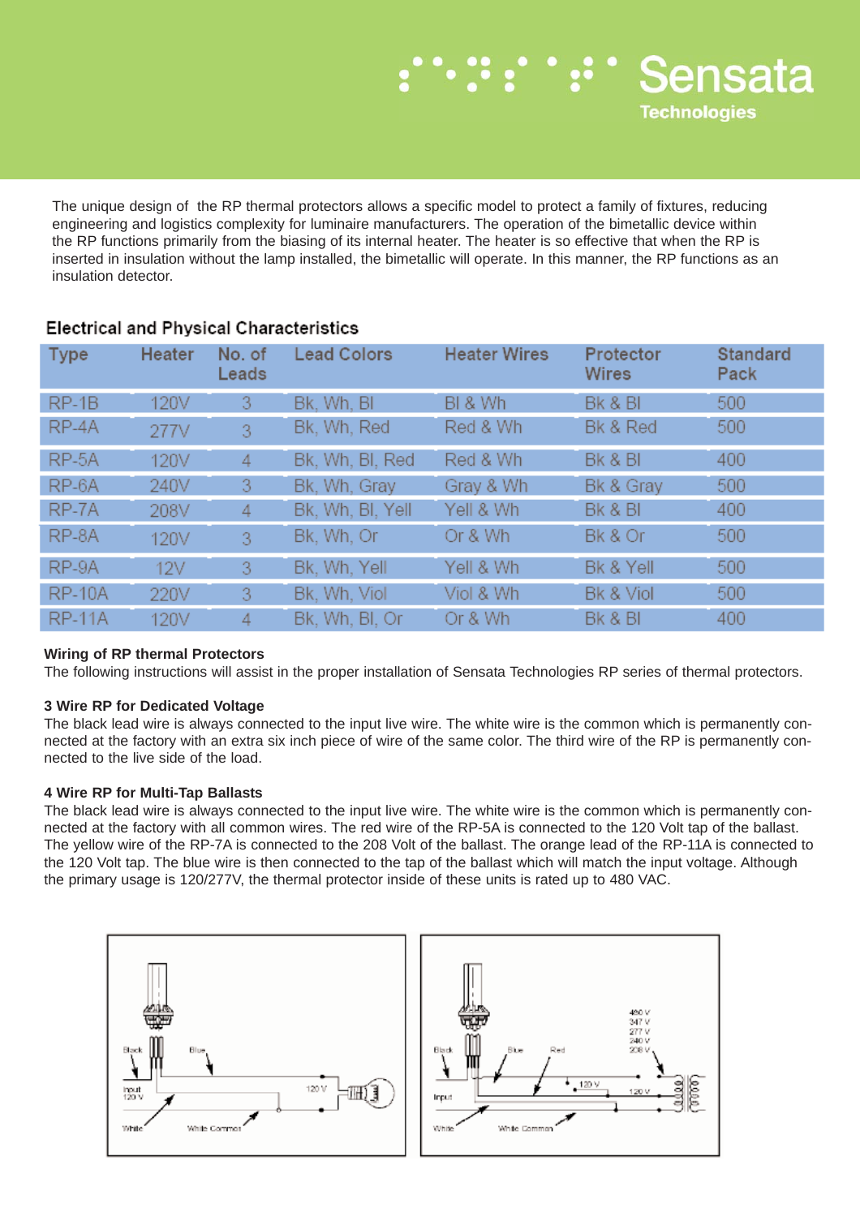The unique design of the RP thermal protectors allows a specific model to protect a family of fixtures, reducing engineering and logistics complexity for luminaire manufacturers. The operation of the bimetallic device within the RP functions primarily from the biasing of its internal heater. The heater is so effective that when the RP is inserted in insulation without the lamp installed, the bimetallic will operate. In this manner, the RP functions as an insulation detector.

## Electrical and Physical Characteristics

| Type | Heater | No. of Leads | Lead Colors | Heater Wires | Protector Wires | Standard Pack |
|---|---|---|---|---|---|---|
| RP-1B | 120V | 3 | Bk, Wh, Bl | Bl & Wh | Bk & Bl | 500 |
| RP-4A | 277V | 3 | Bk, Wh, Red | Red & Wh | Bk & Red | 500 |
| RP-5A | 120V | 4 | Bk, Wh, Bl, Red | Red & Wh | Bk & Bl | 400 |
| RP-6A | 240V | 3 | Bk, Wh, Gray | Gray & Wh | Bk & Gray | 500 |
| RP-7A | 208V | 4 | Bk, Wh, Bl, Yell | Yell & Wh | Bk & Bl | 400 |
| RP-8A | 120V | 3 | Bk, Wh, Or | Or & Wh | Bk & Or | 500 |
| RP-9A | 12V | 3 | Bk, Wh, Yell | Yell & Wh | Bk & Yell | 500 |
| RP-10A | 220V | 3 | Bk, Wh, Viol | Viol & Wh | Bk & Viol | 500 |
| RP-11A | 120V | 4 | Bk, Wh, Bl, Or | Or & Wh | Bk & Bl | 400 |

**Wiring of RP thermal Protectors**

The following instructions will assist in the proper installation of Sensata Technologies RP series of thermal protectors.

**3 Wire RP for Dedicated Voltage**

The black lead wire is always connected to the input live wire. The white wire is the common which is permanently connected at the factory with an extra six inch piece of wire of the same color. The third wire of the RP is permanently connected to the live side of the load.

**4 Wire RP for Multi-Tap Ballasts**

The black lead wire is always connected to the input live wire. The white wire is the common which is permanently connected at the factory with all common wires. The red wire of the RP-5A is connected to the 120 Volt tap of the ballast. The yellow wire of the RP-7A is connected to the 208 Volt of the ballast. The orange lead of the RP-11A is connected to the 120 Volt tap. The blue wire is then connected to the tap of the ballast which will match the input voltage. Although the primary usage is 120/277V, the thermal protector inside of these units is rated up to 480 VAC.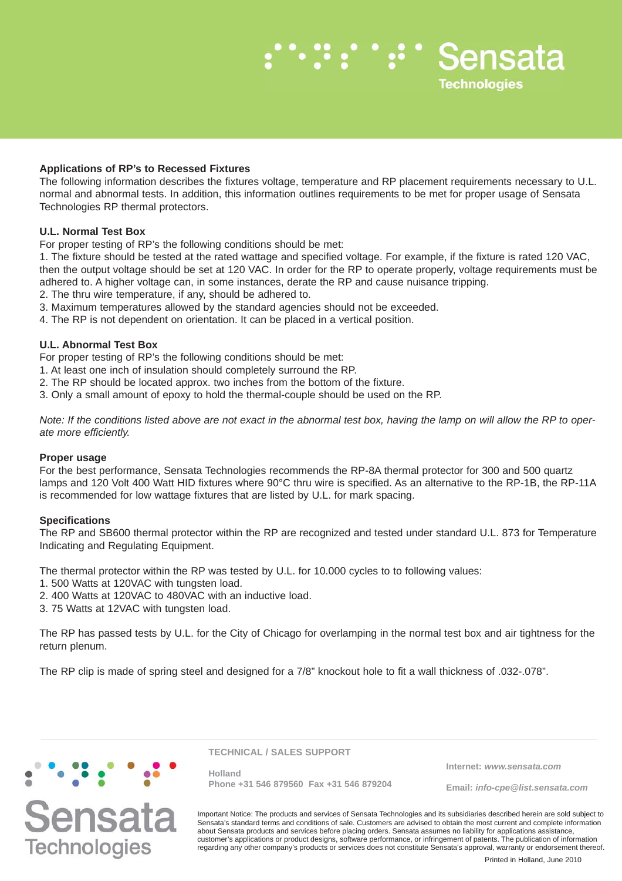### Applications of RP's to Recessed Fixtures

The following information describes the fixtures voltage, temperature and RP placement requirements necessary to U.L. normal and abnormal tests. In addition, this information outlines requirements to be met for proper usage of Sensata Technologies RP thermal protectors.

### U.L. Normal Test Box

For proper testing of RP's the following conditions should be met:

1. The fixture should be tested at the rated wattage and specified voltage. For example, if the fixture is rated 120 VAC, then the output voltage should be set at 120 VAC. In order for the RP to operate properly, voltage requirements must be adhered to. A higher voltage can, in some instances, derate the RP and cause nuisance tripping.
2. The thru wire temperature, if any, should be adhered to.
3. Maximum temperatures allowed by the standard agencies should not be exceeded.
4. The RP is not dependent on orientation. It can be placed in a vertical position.

### U.L. Abnormal Test Box

For proper testing of RP's the following conditions should be met:

1. At least one inch of insulation should completely surround the RP.
2. The RP should be located approx. two inches from the bottom of the fixture.
3. Only a small amount of epoxy to hold the thermal-couple should be used on the RP.

*Note: If the conditions listed above are not exact in the abnormal test box, having the lamp on will allow the RP to operate more efficiently.*

### Proper usage

For the best performance, Sensata Technologies recommends the RP-8A thermal protector for 300 and 500 quartz lamps and 120 Volt 400 Watt HID fixtures where 90°C thru wire is specified. As an alternative to the RP-1B, the RP-11A is recommended for low wattage fixtures that are listed by U.L. for mark spacing.

### Specifications

The RP and SB600 thermal protector within the RP are recognized and tested under standard U.L. 873 for Temperature Indicating and Regulating Equipment.

The thermal protector within the RP was tested by U.L. for 10.000 cycles to to following values:

1. 500 Watts at 120VAC with tungsten load.
2. 400 Watts at 120VAC to 480VAC with an inductive load.
3. 75 Watts at 12VAC with tungsten load.

The RP has passed tests by U.L. for the City of Chicago for overlamping in the normal test box and air tightness for the return plenum.

The RP clip is made of spring steel and designed for a 7/8" knockout hole to fit a wall thickness of .032-.078".

**TECHNICAL / SALES SUPPORT**

**Holland**
**Phone +31 546 879560 Fax +31 546 879204**

**Internet:** ***www.sensata.com***

**Email:** ***info-cpe@list.sensata.com***

Important Notice: The products and services of Sensata Technologies and its subsidiaries described herein are sold subject to Sensata's standard terms and conditions of sale. Customers are advised to obtain the most current and complete information about Sensata products and services before placing orders. Sensata assumes no liability for applications assistance, customer's applications or product designs, software performance, or infringement of patents. The publication of information regarding any other company's products or services does not constitute Sensata's approval, warranty or endorsement thereof.

Printed in Holland, June 2010